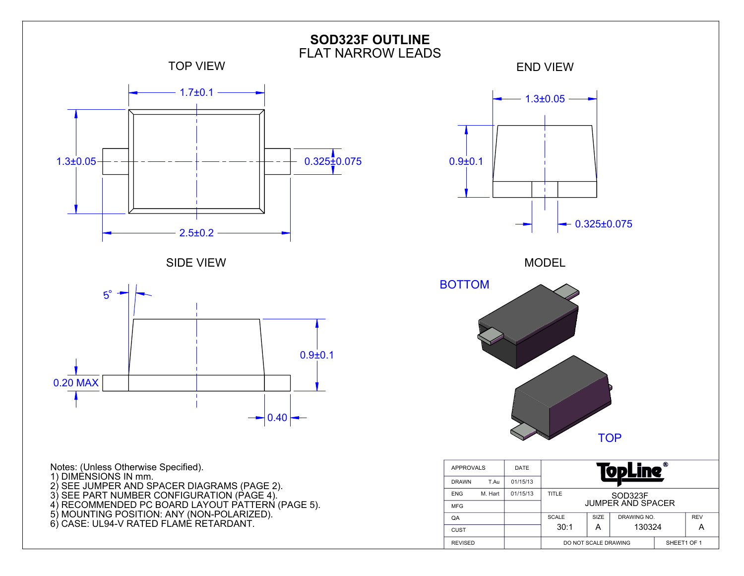# SOD323F OUTLINE

FLAT NARROW LEADS

TOP VIEW

1.7±0.1

1.3±0.05

0.325±0.075

2.5±0.2

END VIEW

1.3±0.05

0.9±0.1

0.325±0.075

SIDE VIEW

5°

0.9±0.1

0.20 MAX

0.40

MODEL

BOTTOM

TOP

Notes: (Unless Otherwise Specified).

1) DIMENSIONS IN mm.
2) SEE JUMPER AND SPACER DIAGRAMS (PAGE 2).
3) SEE PART NUMBER CONFIGURATION (PAGE 4).
4) RECOMMENDED PC BOARD LAYOUT PATTERN (PAGE 5).
5) MOUNTING POSITION: ANY (NON-POLARIZED).
6) CASE: UL94-V RATED FLAME RETARDANT.

| APPROVALS | | DATE | TopLine® | | | |
|---|---|---|---|---|---|---|
| DRAWN | T.Au | 01/15/13 | | | | |
| ENG | M. Hart | 01/15/13 | TITLE SOD323F JUMPER AND SPACER | | | |
| MFG | | | | | | |
| QA | | | SCALE 30:1 | SIZE A | DRAWING NO. 130324 | REV A |
| CUST | | | | | | |
| REVISED | | | DO NOT SCALE DRAWING | | SHEET1 OF 1 | |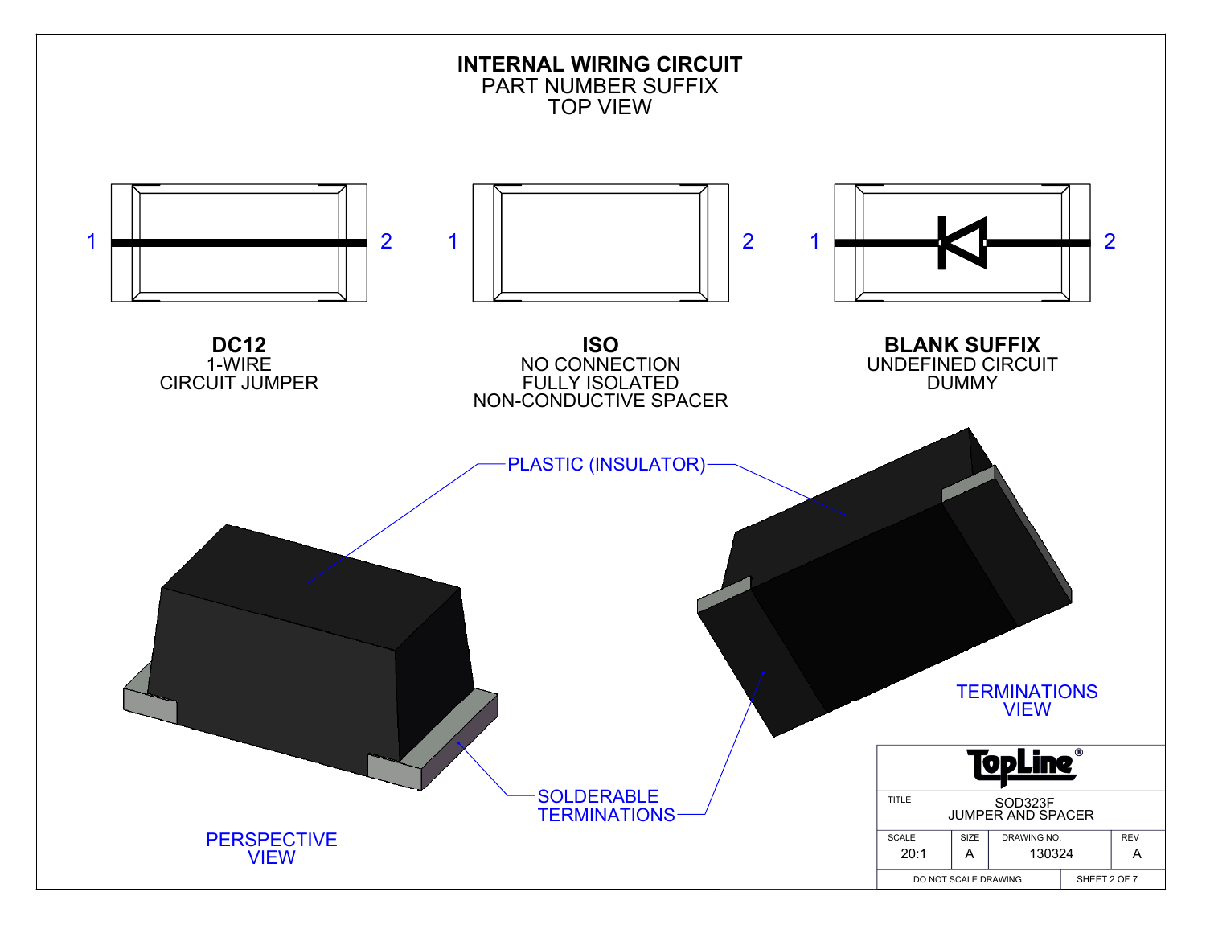# INTERNAL WIRING CIRCUIT

PART NUMBER SUFFIX
TOP VIEW

1 2 1 2 1 2

**DC12**
1-WIRE
CIRCUIT JUMPER

**ISO**
NO CONNECTION
FULLY ISOLATED
NON-CONDUCTIVE SPACER

**BLANK SUFFIX**
UNDEFINED CIRCUIT
DUMMY

PLASTIC (INSULATOR)

SOLDERABLE TERMINATIONS

PERSPECTIVE VIEW

TERMINATIONS VIEW

TopLine®

| TITLE | SOD323F JUMPER AND SPACER | | |
|---|---|---|---|
| SCALE | SIZE | DRAWING NO. | REV |
| 20:1 | A | 130324 | A |
| DO NOT SCALE DRAWING | | SHEET 2 OF 7 | |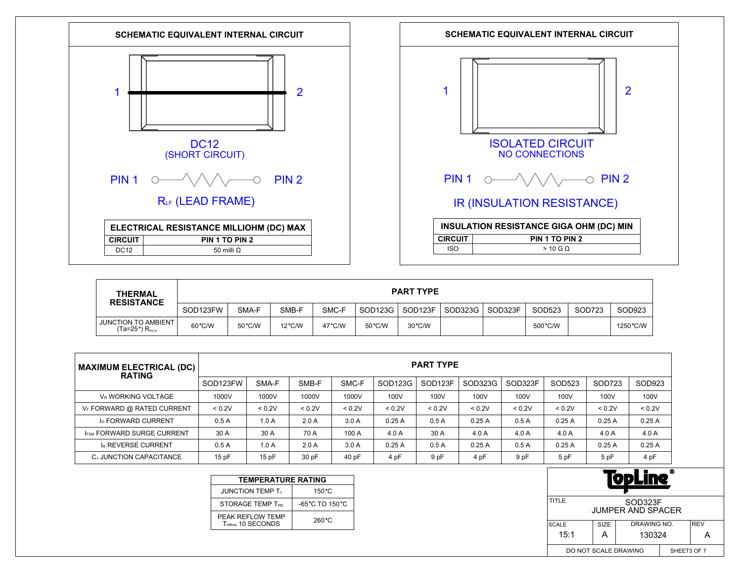## SCHEMATIC EQUIVALENT INTERNAL CIRCUIT

1 2

DC12
(SHORT CIRCUIT)

PIN 1 PIN 2

$R_{LF}$ (LEAD FRAME)

| ELECTRICAL RESISTANCE MILLIOHM (DC) MAX | |
|---|---|
| CIRCUIT | PIN 1 TO PIN 2 |
| DC12 | 50 milli Ω |

## SCHEMATIC EQUIVALENT INTERNAL CIRCUIT

1 2

ISOLATED CIRCUIT
NO CONNECTIONS

PIN 1 PIN 2

IR (INSULATION RESISTANCE)

| INSULATION RESISTANCE GIGA OHM (DC) MIN | |
|---|---|
| CIRCUIT | PIN 1 TO PIN 2 |
| ISO | > 10 G Ω |

| THERMAL RESISTANCE | PART TYPE | | | | | | | | | | |
|---|---|---|---|---|---|---|---|---|---|---|---|
| | SOD123FW | SMA-F | SMB-F | SMC-F | SOD123G | SOD123F | SOD323G | SOD323F | SOD523 | SOD723 | SOD923 |
| JUNCTION TO AMBIENT (Ta=25°) $R_{th(j-a)}$ | 60°C/W | 50°C/W | 12°C/W | 47°C/W | 50°C/W | 30°C/W | | | 500°C/W | | 1250°C/W |

| MAXIMUM ELECTRICAL (DC) RATING | PART TYPE | | | | | | | | | | |
|---|---|---|---|---|---|---|---|---|---|---|---|
| | SOD123FW | SMA-F | SMB-F | SMC-F | SOD123G | SOD123F | SOD323G | SOD323F | SOD523 | SOD723 | SOD923 |
| $V_R$ WORKING VOLTAGE | 1000V | 1000V | 1000V | 1000V | 100V | 100V | 100V | 100V | 100V | 100V | 100V |
| $V_F$ FORWARD @ RATED CURRENT | < 0.2V | < 0.2V | < 0.2V | < 0.2V | < 0.2V | < 0.2V | < 0.2V | < 0.2V | < 0.2V | < 0.2V | < 0.2V |
| $I_O$ FORWARD CURRENT | 0.5 A | 1.0 A | 2.0 A | 3.0 A | 0.25 A | 0.5 A | 0.25 A | 0.5 A | 0.25 A | 0.25 A | 0.25 A |
| $I_{FSM}$ FORWARD SURGE CURRENT | 30 A | 30 A | 70 A | 100 A | 4.0 A | 30 A | 4.0 A | 4.0 A | 4.0 A | 4.0 A | 4.0 A |
| $I_R$ REVERSE CURRENT | 0.5 A | 1.0 A | 2.0 A | 3.0 A | 0.25 A | 0.5 A | 0.25 A | 0.5 A | 0.25 A | 0.25 A | 0.25 A |
| $C_J$ JUNCTION CAPACITANCE | 15 pF | 15 pF | 30 pF | 40 pF | 4 pF | 9 pF | 4 pF | 9 pF | 5 pF | 5 pF | 4 pF |

| TEMPERATURE RATING | |
|---|---|
| JUNCTION TEMP $T_J$ | 150°C |
| STORAGE TEMP $T_{stg}$ | -65°C TO 150°C |
| PEAK REFLOW TEMP $T_{reflow}$ 10 SECONDS | 260°C |

TopLine®

| TITLE | SOD323F JUMPER AND SPACER | | |
|---|---|---|---|
| SCALE | SIZE | DRAWING NO. | REV |
| 15:1 | A | 130324 | A |

DO NOT SCALE DRAWING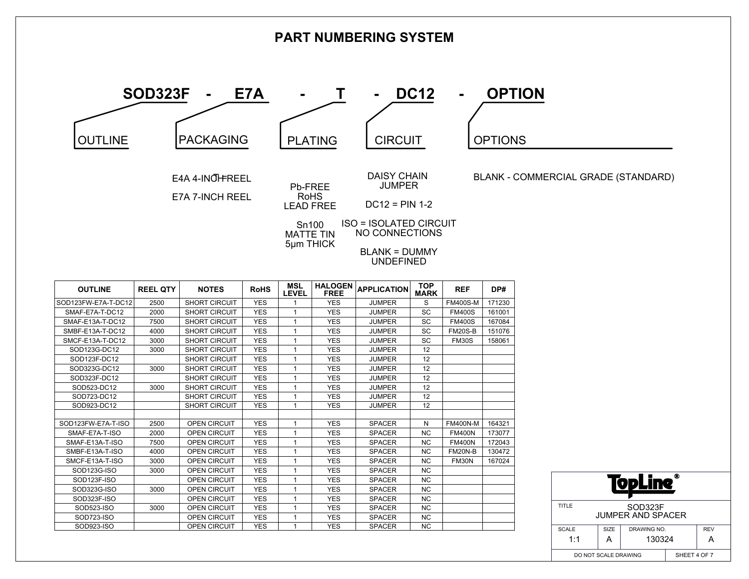# PART NUMBERING SYSTEM

**SOD323F - E7A - T - DC12 - OPTION**

- **OUTLINE**: SOD323F
- **PACKAGING**: E7A
  - E4A 4-INCH REEL
  - E7A 7-INCH REEL
- **PLATING**: T
  - Pb-FREE RoHS LEAD FREE
  - Sn100 MATTE TIN 5µm THICK
- **CIRCUIT**: DC12
  - DAISY CHAIN JUMPER
  - DC12 = PIN 1-2
  - ISO = ISOLATED CIRCUIT NO CONNECTIONS
  - BLANK = DUMMY UNDEFINED
- **OPTIONS**: OPTION
  - BLANK - COMMERCIAL GRADE (STANDARD)

| OUTLINE | REEL QTY | NOTES | RoHS | MSL LEVEL | HALOGEN FREE | APPLICATION | TOP MARK | REF | DP# |
|---|---|---|---|---|---|---|---|---|---|
| SOD123FW-E7A-T-DC12 | 2500 | SHORT CIRCUIT | YES | 1 | YES | JUMPER | S | FM400S-M | 171230 |
| SMAF-E7A-T-DC12 | 2000 | SHORT CIRCUIT | YES | 1 | YES | JUMPER | SC | FM400S | 161001 |
| SMAF-E13A-T-DC12 | 7500 | SHORT CIRCUIT | YES | 1 | YES | JUMPER | SC | FM400S | 167084 |
| SMBF-E13A-T-DC12 | 4000 | SHORT CIRCUIT | YES | 1 | YES | JUMPER | SC | FM20S-B | 151076 |
| SMCF-E13A-T-DC12 | 3000 | SHORT CIRCUIT | YES | 1 | YES | JUMPER | SC | FM30S | 158061 |
| SOD123G-DC12 | 3000 | SHORT CIRCUIT | YES | 1 | YES | JUMPER | 12 | | |
| SOD123F-DC12 | | SHORT CIRCUIT | YES | 1 | YES | JUMPER | 12 | | |
| SOD323G-DC12 | 3000 | SHORT CIRCUIT | YES | 1 | YES | JUMPER | 12 | | |
| SOD323F-DC12 | | SHORT CIRCUIT | YES | 1 | YES | JUMPER | 12 | | |
| SOD523-DC12 | 3000 | SHORT CIRCUIT | YES | 1 | YES | JUMPER | 12 | | |
| SOD723-DC12 | | SHORT CIRCUIT | YES | 1 | YES | JUMPER | 12 | | |
| SOD923-DC12 | | SHORT CIRCUIT | YES | 1 | YES | JUMPER | 12 | | |
| | | | | | | | | | |
| SOD123FW-E7A-T-ISO | 2500 | OPEN CIRCUIT | YES | 1 | YES | SPACER | N | FM400N-M | 164321 |
| SMAF-E7A-T-ISO | 2000 | OPEN CIRCUIT | YES | 1 | YES | SPACER | NC | FM400N | 173077 |
| SMAF-E13A-T-ISO | 7500 | OPEN CIRCUIT | YES | 1 | YES | SPACER | NC | FM400N | 172043 |
| SMBF-E13A-T-ISO | 4000 | OPEN CIRCUIT | YES | 1 | YES | SPACER | NC | FM20N-B | 130472 |
| SMCF-E13A-T-ISO | 3000 | OPEN CIRCUIT | YES | 1 | YES | SPACER | NC | FM30N | 167024 |
| SOD123G-ISO | 3000 | OPEN CIRCUIT | YES | 1 | YES | SPACER | NC | | |
| SOD123F-ISO | | OPEN CIRCUIT | YES | 1 | YES | SPACER | NC | | |
| SOD323G-ISO | 3000 | OPEN CIRCUIT | YES | 1 | YES | SPACER | NC | | |
| SOD323F-ISO | | OPEN CIRCUIT | YES | 1 | YES | SPACER | NC | | |
| SOD523-ISO | 3000 | OPEN CIRCUIT | YES | 1 | YES | SPACER | NC | | |
| SOD723-ISO | | OPEN CIRCUIT | YES | 1 | YES | SPACER | NC | | |
| SOD923-ISO | | OPEN CIRCUIT | YES | 1 | YES | SPACER | NC | | |

| TopLine® | | | |
|---|---|---|---|
| TITLE | SOD323F JUMPER AND SPACER | | |
| SCALE 1:1 | SIZE A | DRAWING NO. 130324 | REV A |
| DO NOT SCALE DRAWING | | | SHEET 4 OF 7 |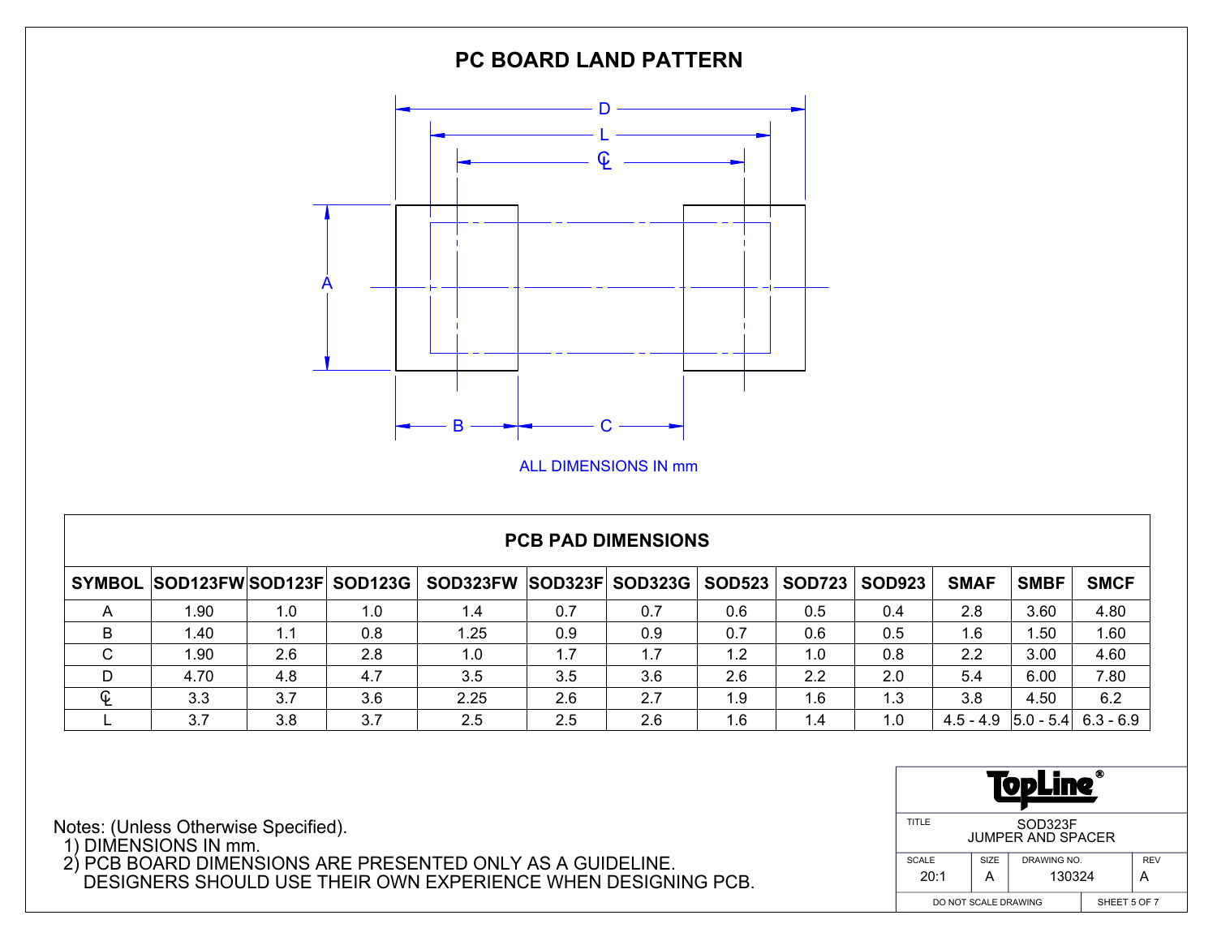# PC BOARD LAND PATTERN

ALL DIMENSIONS IN mm

## PCB PAD DIMENSIONS

| SYMBOL | SOD123FW | SOD123F | SOD123G | SOD323FW | SOD323F | SOD323G | SOD523 | SOD723 | SOD923 | SMAF | SMBF | SMCF |
|---|---|---|---|---|---|---|---|---|---|---|---|---|
| A | 1.90 | 1.0 | 1.0 | 1.4 | 0.7 | 0.7 | 0.6 | 0.5 | 0.4 | 2.8 | 3.60 | 4.80 |
| B | 1.40 | 1.1 | 0.8 | 1.25 | 0.9 | 0.9 | 0.7 | 0.6 | 0.5 | 1.6 | 1.50 | 1.60 |
| C | 1.90 | 2.6 | 2.8 | 1.0 | 1.7 | 1.7 | 1.2 | 1.0 | 0.8 | 2.2 | 3.00 | 4.60 |
| D | 4.70 | 4.8 | 4.7 | 3.5 | 3.5 | 3.6 | 2.6 | 2.2 | 2.0 | 5.4 | 6.00 | 7.80 |
| ℄ | 3.3 | 3.7 | 3.6 | 2.25 | 2.6 | 2.7 | 1.9 | 1.6 | 1.3 | 3.8 | 4.50 | 6.2 |
| L | 3.7 | 3.8 | 3.7 | 2.5 | 2.5 | 2.6 | 1.6 | 1.4 | 1.0 | 4.5 - 4.9 | 5.0 - 5.4 | 6.3 - 6.9 |

Notes: (Unless Otherwise Specified).
1) DIMENSIONS IN mm.
2) PCB BOARD DIMENSIONS ARE PRESENTED ONLY AS A GUIDELINE. DESIGNERS SHOULD USE THEIR OWN EXPERIENCE WHEN DESIGNING PCB.

TopLine®

| TITLE | SOD323F JUMPER AND SPACER | | |
|---|---|---|---|
| SCALE 20:1 | SIZE A | DRAWING NO. 130324 | REV A |
| DO NOT SCALE DRAWING | | | |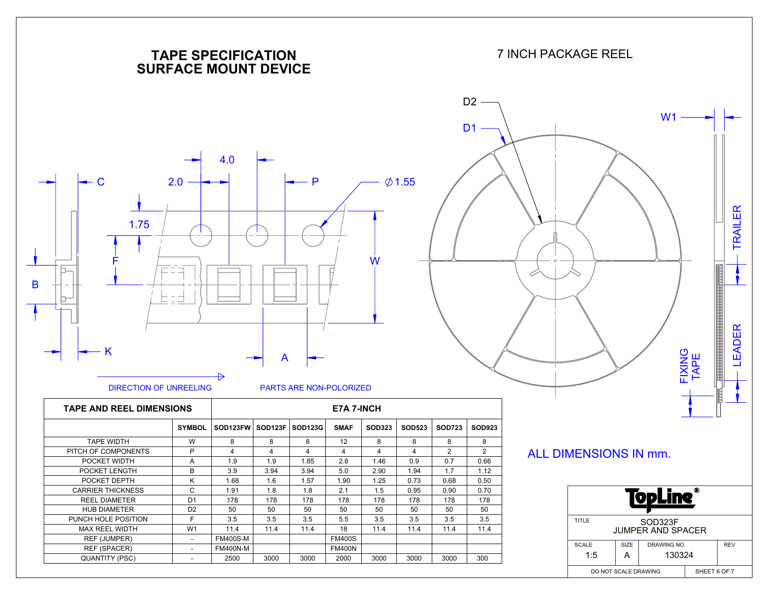# TAPE SPECIFICATION
# SURFACE MOUNT DEVICE

## 7 INCH PACKAGE REEL

C, 2.0, 4.0, P, ∅1.55, 1.75, F, W, B, K, A

D2, D1, W1, TRAILER, LEADER, FIXING TAPE

DIRECTION OF UNREELING

PARTS ARE NON-POLORIZED

| TAPE AND REEL DIMENSIONS | | E7A 7-INCH | | | | | | | |
|---|---|---|---|---|---|---|---|---|---|
| | SYMBOL | SOD123FW | SOD123F | SOD123G | SMAF | SOD323 | SOD523 | SOD723 | SOD923 |
| TAPE WIDTH | W | 8 | 8 | 8 | 12 | 8 | 8 | 8 | 8 |
| PITCH OF COMPONENTS | P | 4 | 4 | 4 | 4 | 4 | 4 | 2 | 2 |
| POCKET WIDTH | A | 1.9 | 1.9 | 1.85 | 2.8 | 1.46 | 0.9 | 0.7 | 0.66 |
| POCKET LENGTH | B | 3.9 | 3.94 | 3.94 | 5.0 | 2.90 | 1.94 | 1.7 | 1.12 |
| POCKET DEPTH | K | 1.68 | 1.6 | 1.57 | 1.90 | 1.25 | 0.73 | 0.68 | 0.50 |
| CARRIER THICKNESS | C | 1.91 | 1.8 | 1.8 | 2.1 | 1.5 | 0.95 | 0.90 | 0.70 |
| REEL DIAMETER | D1 | 178 | 178 | 178 | 178 | 178 | 178 | 178 | 178 |
| HUB DIAMETER | D2 | 50 | 50 | 50 | 50 | 50 | 50 | 50 | 50 |
| PUNCH HOLE POSITION | F | 3.5 | 3.5 | 3.5 | 5.5 | 3.5 | 3.5 | 3.5 | 3.5 |
| MAX REEL WIDTH | W1 | 11.4 | 11.4 | 11.4 | 18 | 11.4 | 11.4 | 11.4 | 11.4 |
| REF (JUMPER) | - | FM400S-M | | | FM400S | | | | |
| REF (SPACER) | - | FM400N-M | | | FM400N | | | | |
| QUANTITY (PSC) | - | 2500 | 3000 | 3000 | 2000 | 3000 | 3000 | 3000 | 300 |

ALL DIMENSIONS IN mm.

| TopLine® | | | |
|---|---|---|---|
| TITLE | SOD323F JUMPER AND SPACER | | |
| SCALE 1:5 | SIZE A | DRAWING NO. 130324 | REV |
| DO NOT SCALE DRAWING | | SHEET 6 OF 7 | |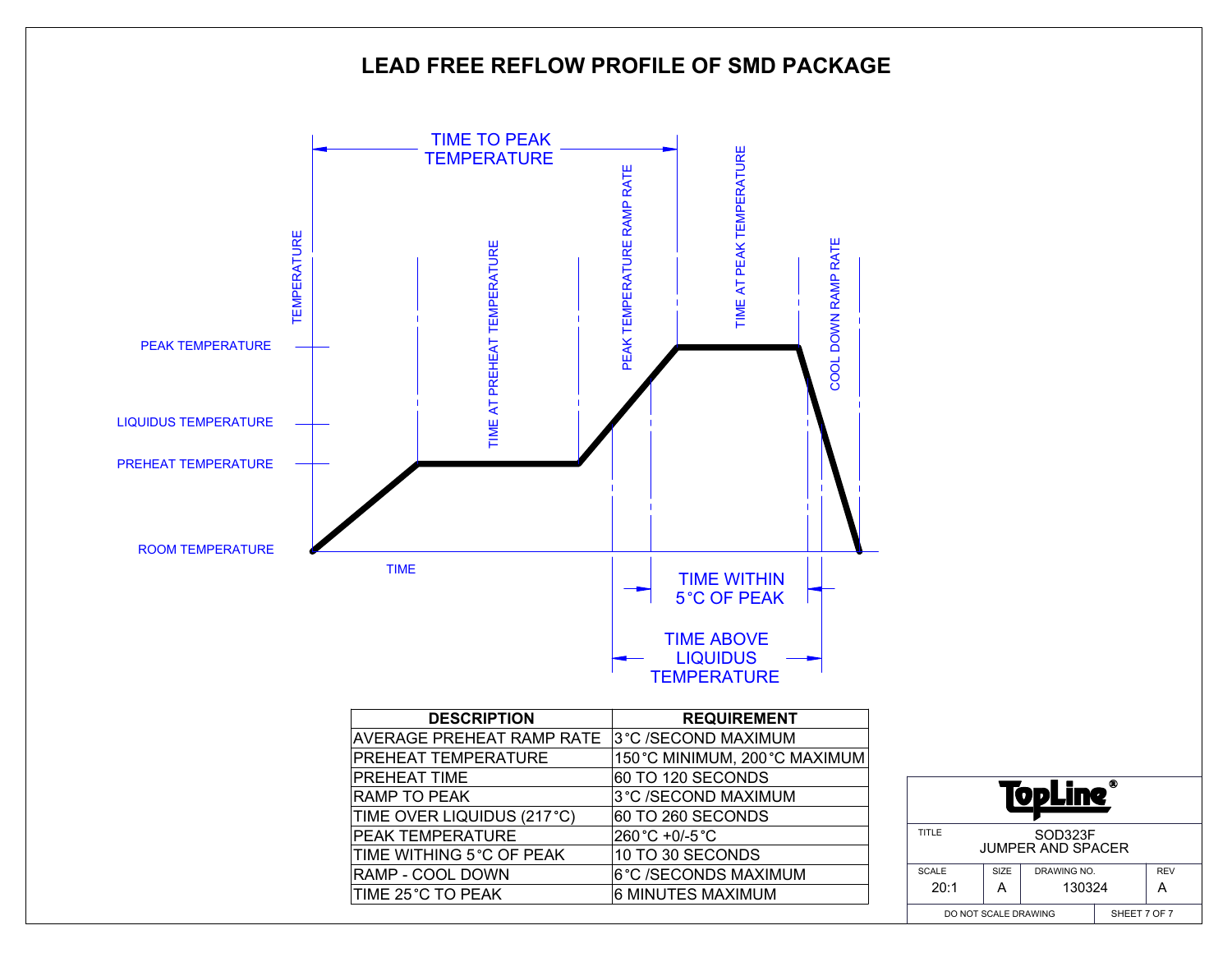# LEAD FREE REFLOW PROFILE OF SMD PACKAGE

TIME TO PEAK TEMPERATURE

TEMPERATURE

PEAK TEMPERATURE

LIQUIDUS TEMPERATURE

PREHEAT TEMPERATURE

ROOM TEMPERATURE

TIME

TIME AT PREHEAT TEMPERATURE

PEAK TEMPERATURE RAMP RATE

TIME AT PEAK TEMPERATURE

COOL DOWN RAMP RATE

TIME WITHIN 5°C OF PEAK

TIME ABOVE LIQUIDUS TEMPERATURE

| DESCRIPTION | REQUIREMENT |
|---|---|
| AVERAGE PREHEAT RAMP RATE | 3°C /SECOND MAXIMUM |
| PREHEAT TEMPERATURE | 150°C MINIMUM, 200°C MAXIMUM |
| PREHEAT TIME | 60 TO 120 SECONDS |
| RAMP TO PEAK | 3°C /SECOND MAXIMUM |
| TIME OVER LIQUIDUS (217°C) | 60 TO 260 SECONDS |
| PEAK TEMPERATURE | 260°C +0/-5°C |
| TIME WITHING 5°C OF PEAK | 10 TO 30 SECONDS |
| RAMP - COOL DOWN | 6°C /SECONDS MAXIMUM |
| TIME 25°C TO PEAK | 6 MINUTES MAXIMUM |

TopLine®

| TITLE | SOD323F JUMPER AND SPACER | | |
|---|---|---|---|
| SCALE | SIZE | DRAWING NO. | REV |
| 20:1 | A | 130324 | A |

DO NOT SCALE DRAWING